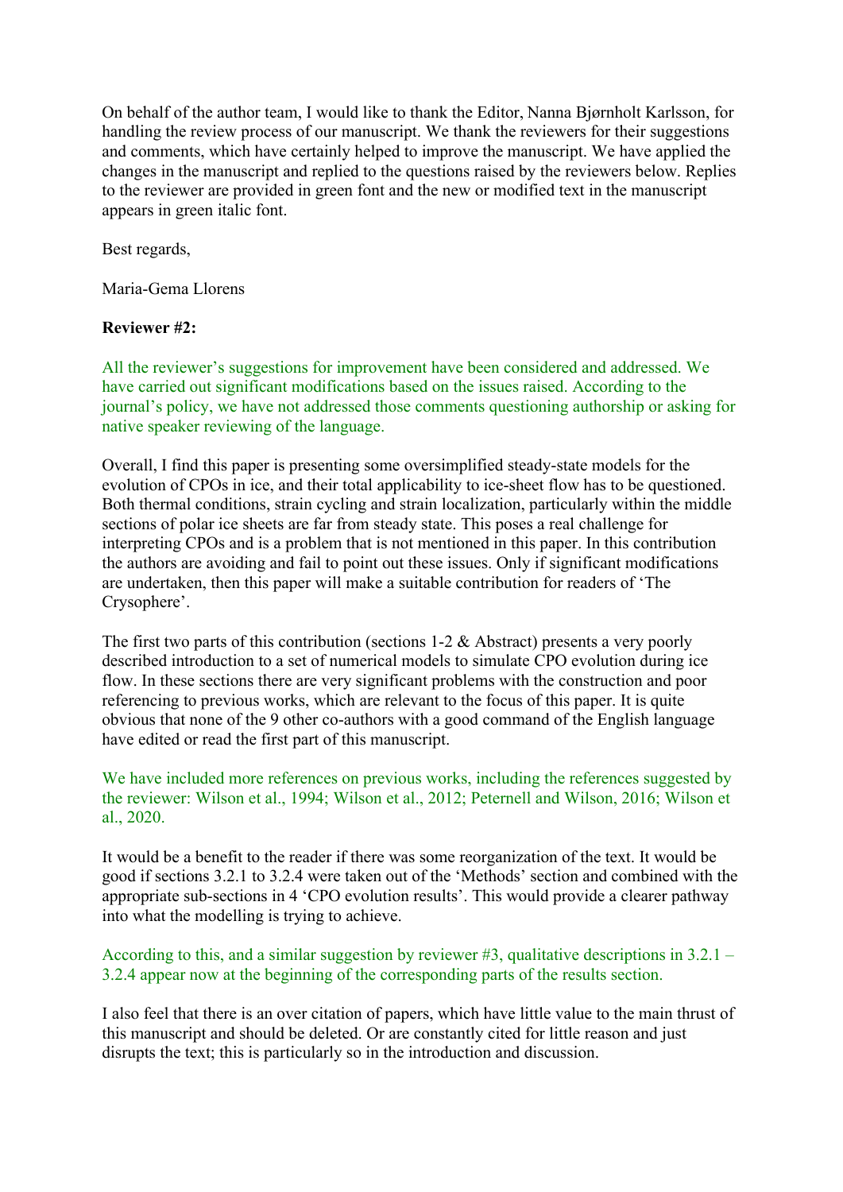On behalf of the author team, I would like to thank the Editor, Nanna Bjørnholt Karlsson, for handling the review process of our manuscript. We thank the reviewers for their suggestions and comments, which have certainly helped to improve the manuscript. We have applied the changes in the manuscript and replied to the questions raised by the reviewers below. Replies to the reviewer are provided in green font and the new or modified text in the manuscript appears in green italic font.

Best regards,

Maria-Gema Llorens

**Reviewer #2:**

All the reviewer's suggestions for improvement have been considered and addressed. We have carried out significant modifications based on the issues raised. According to the journal's policy, we have not addressed those comments questioning authorship or asking for native speaker reviewing of the language.

Overall, I find this paper is presenting some oversimplified steady-state models for the evolution of CPOs in ice, and their total applicability to ice-sheet flow has to be questioned. Both thermal conditions, strain cycling and strain localization, particularly within the middle sections of polar ice sheets are far from steady state. This poses a real challenge for interpreting CPOs and is a problem that is not mentioned in this paper. In this contribution the authors are avoiding and fail to point out these issues. Only if significant modifications are undertaken, then this paper will make a suitable contribution for readers of 'The Crysophere'.

The first two parts of this contribution (sections 1-2 & Abstract) presents a very poorly described introduction to a set of numerical models to simulate CPO evolution during ice flow. In these sections there are very significant problems with the construction and poor referencing to previous works, which are relevant to the focus of this paper. It is quite obvious that none of the 9 other co-authors with a good command of the English language have edited or read the first part of this manuscript.

We have included more references on previous works, including the references suggested by the reviewer: Wilson et al., 1994; Wilson et al., 2012; Peternell and Wilson, 2016; Wilson et al., 2020.

It would be a benefit to the reader if there was some reorganization of the text. It would be good if sections 3.2.1 to 3.2.4 were taken out of the 'Methods' section and combined with the appropriate sub-sections in 4 'CPO evolution results'. This would provide a clearer pathway into what the modelling is trying to achieve.

According to this, and a similar suggestion by reviewer #3, qualitative descriptions in 3.2.1 – 3.2.4 appear now at the beginning of the corresponding parts of the results section.

I also feel that there is an over citation of papers, which have little value to the main thrust of this manuscript and should be deleted. Or are constantly cited for little reason and just disrupts the text; this is particularly so in the introduction and discussion.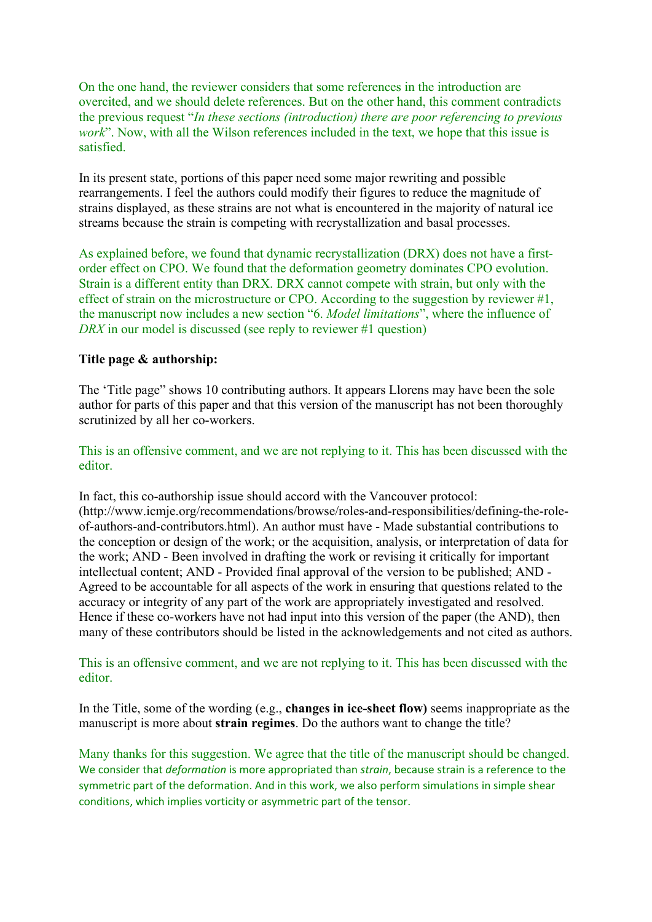On the one hand, the reviewer considers that some references in the introduction are overcited, and we should delete references. But on the other hand, this comment contradicts the previous request "*In these sections (introduction) there are poor referencing to previous work*". Now, with all the Wilson references included in the text, we hope that this issue is satisfied.

In its present state, portions of this paper need some major rewriting and possible rearrangements. I feel the authors could modify their figures to reduce the magnitude of strains displayed, as these strains are not what is encountered in the majority of natural ice streams because the strain is competing with recrystallization and basal processes.

As explained before, we found that dynamic recrystallization (DRX) does not have a first-order effect on CPO. We found that the deformation geometry dominates CPO evolution. Strain is a different entity than DRX. DRX cannot compete with strain, but only with the effect of strain on the microstructure or CPO. According to the suggestion by reviewer #1, the manuscript now includes a new section "6. *Model limitations*", where the influence of *DRX* in our model is discussed (see reply to reviewer #1 question)

**Title page & authorship:**

The 'Title page" shows 10 contributing authors. It appears Llorens may have been the sole author for parts of this paper and that this version of the manuscript has not been thoroughly scrutinized by all her co-workers.

This is an offensive comment, and we are not replying to it. This has been discussed with the editor.

In fact, this co-authorship issue should accord with the Vancouver protocol: (http://www.icmje.org/recommendations/browse/roles-and-responsibilities/defining-the-role-of-authors-and-contributors.html). An author must have - Made substantial contributions to the conception or design of the work; or the acquisition, analysis, or interpretation of data for the work; AND - Been involved in drafting the work or revising it critically for important intellectual content; AND - Provided final approval of the version to be published; AND - Agreed to be accountable for all aspects of the work in ensuring that questions related to the accuracy or integrity of any part of the work are appropriately investigated and resolved. Hence if these co-workers have not had input into this version of the paper (the AND), then many of these contributors should be listed in the acknowledgements and not cited as authors.

This is an offensive comment, and we are not replying to it. This has been discussed with the editor.

In the Title, some of the wording (e.g., **changes in ice-sheet flow)** seems inappropriate as the manuscript is more about **strain regimes**. Do the authors want to change the title?

Many thanks for this suggestion. We agree that the title of the manuscript should be changed. We consider that *deformation* is more appropriated than *strain*, because strain is a reference to the symmetric part of the deformation. And in this work, we also perform simulations in simple shear conditions, which implies vorticity or asymmetric part of the tensor.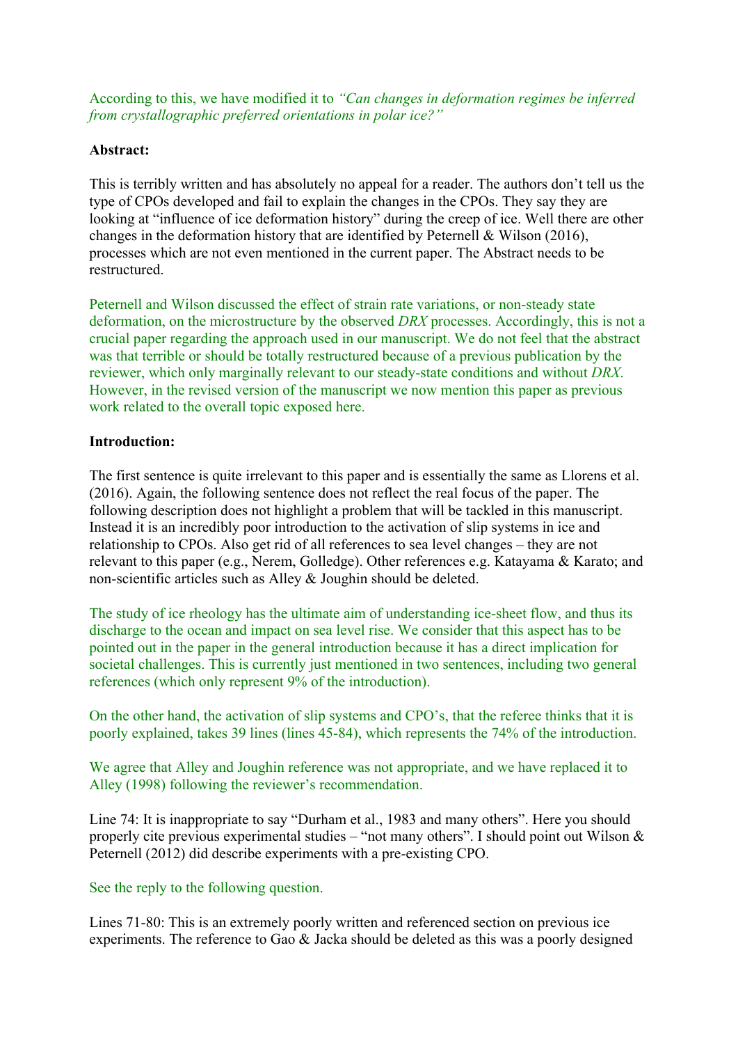According to this, we have modified it to *"Can changes in deformation regimes be inferred from crystallographic preferred orientations in polar ice?"*

**Abstract:**

This is terribly written and has absolutely no appeal for a reader. The authors don't tell us the type of CPOs developed and fail to explain the changes in the CPOs. They say they are looking at "influence of ice deformation history" during the creep of ice. Well there are other changes in the deformation history that are identified by Peternell & Wilson (2016), processes which are not even mentioned in the current paper. The Abstract needs to be restructured.

Peternell and Wilson discussed the effect of strain rate variations, or non-steady state deformation, on the microstructure by the observed *DRX* processes. Accordingly, this is not a crucial paper regarding the approach used in our manuscript. We do not feel that the abstract was that terrible or should be totally restructured because of a previous publication by the reviewer, which only marginally relevant to our steady-state conditions and without *DRX*. However, in the revised version of the manuscript we now mention this paper as previous work related to the overall topic exposed here.

**Introduction:**

The first sentence is quite irrelevant to this paper and is essentially the same as Llorens et al. (2016). Again, the following sentence does not reflect the real focus of the paper. The following description does not highlight a problem that will be tackled in this manuscript. Instead it is an incredibly poor introduction to the activation of slip systems in ice and relationship to CPOs. Also get rid of all references to sea level changes – they are not relevant to this paper (e.g., Nerem, Golledge). Other references e.g. Katayama & Karato; and non-scientific articles such as Alley & Joughin should be deleted.

The study of ice rheology has the ultimate aim of understanding ice-sheet flow, and thus its discharge to the ocean and impact on sea level rise. We consider that this aspect has to be pointed out in the paper in the general introduction because it has a direct implication for societal challenges. This is currently just mentioned in two sentences, including two general references (which only represent 9% of the introduction).

On the other hand, the activation of slip systems and CPO's, that the referee thinks that it is poorly explained, takes 39 lines (lines 45-84), which represents the 74% of the introduction.

We agree that Alley and Joughin reference was not appropriate, and we have replaced it to Alley (1998) following the reviewer's recommendation.

Line 74: It is inappropriate to say "Durham et al., 1983 and many others". Here you should properly cite previous experimental studies – "not many others". I should point out Wilson & Peternell (2012) did describe experiments with a pre-existing CPO.

See the reply to the following question.

Lines 71-80: This is an extremely poorly written and referenced section on previous ice experiments. The reference to Gao & Jacka should be deleted as this was a poorly designed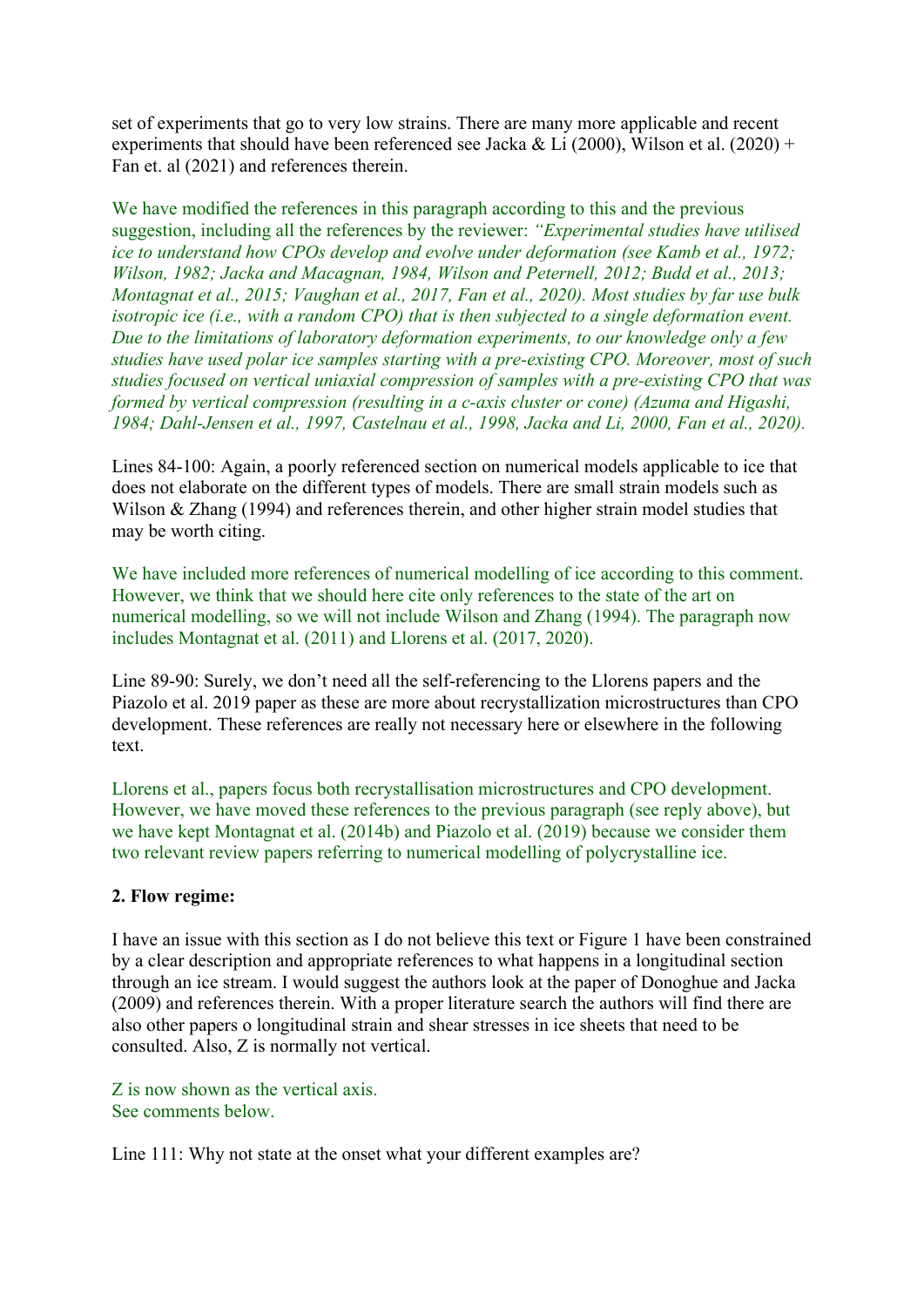set of experiments that go to very low strains. There are many more applicable and recent experiments that should have been referenced see Jacka & Li (2000), Wilson et al. (2020) + Fan et. al (2021) and references therein.

We have modified the references in this paragraph according to this and the previous suggestion, including all the references by the reviewer: *"Experimental studies have utilised ice to understand how CPOs develop and evolve under deformation (see Kamb et al., 1972; Wilson, 1982; Jacka and Macagnan, 1984, Wilson and Peternell, 2012; Budd et al., 2013; Montagnat et al., 2015; Vaughan et al., 2017, Fan et al., 2020). Most studies by far use bulk isotropic ice (i.e., with a random CPO) that is then subjected to a single deformation event. Due to the limitations of laboratory deformation experiments, to our knowledge only a few studies have used polar ice samples starting with a pre-existing CPO. Moreover, most of such studies focused on vertical uniaxial compression of samples with a pre-existing CPO that was formed by vertical compression (resulting in a c-axis cluster or cone) (Azuma and Higashi, 1984; Dahl-Jensen et al., 1997, Castelnau et al., 1998, Jacka and Li, 2000, Fan et al., 2020).*

Lines 84-100: Again, a poorly referenced section on numerical models applicable to ice that does not elaborate on the different types of models. There are small strain models such as Wilson & Zhang (1994) and references therein, and other higher strain model studies that may be worth citing.

We have included more references of numerical modelling of ice according to this comment. However, we think that we should here cite only references to the state of the art on numerical modelling, so we will not include Wilson and Zhang (1994). The paragraph now includes Montagnat et al. (2011) and Llorens et al. (2017, 2020).

Line 89-90: Surely, we don't need all the self-referencing to the Llorens papers and the Piazolo et al. 2019 paper as these are more about recrystallization microstructures than CPO development. These references are really not necessary here or elsewhere in the following text.

Llorens et al., papers focus both recrystallisation microstructures and CPO development. However, we have moved these references to the previous paragraph (see reply above), but we have kept Montagnat et al. (2014b) and Piazolo et al. (2019) because we consider them two relevant review papers referring to numerical modelling of polycrystalline ice.

**2. Flow regime:**

I have an issue with this section as I do not believe this text or Figure 1 have been constrained by a clear description and appropriate references to what happens in a longitudinal section through an ice stream. I would suggest the authors look at the paper of Donoghue and Jacka (2009) and references therein. With a proper literature search the authors will find there are also other papers o longitudinal strain and shear stresses in ice sheets that need to be consulted. Also, Z is normally not vertical.

Z is now shown as the vertical axis.
See comments below.

Line 111: Why not state at the onset what your different examples are?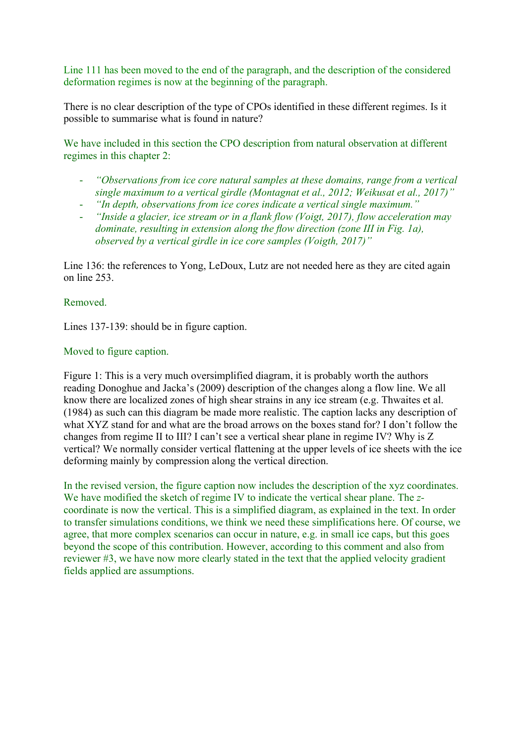Line 111 has been moved to the end of the paragraph, and the description of the considered deformation regimes is now at the beginning of the paragraph.

There is no clear description of the type of CPOs identified in these different regimes. Is it possible to summarise what is found in nature?

We have included in this section the CPO description from natural observation at different regimes in this chapter 2:

- *"Observations from ice core natural samples at these domains, range from a vertical single maximum to a vertical girdle (Montagnat et al., 2012; Weikusat et al., 2017)"*
- *"In depth, observations from ice cores indicate a vertical single maximum."*
- *"Inside a glacier, ice stream or in a flank flow (Voigt, 2017), flow acceleration may dominate, resulting in extension along the flow direction (zone III in Fig. 1a), observed by a vertical girdle in ice core samples (Voigth, 2017)"*

Line 136: the references to Yong, LeDoux, Lutz are not needed here as they are cited again on line 253.

Removed.

Lines 137-139: should be in figure caption.

Moved to figure caption.

Figure 1: This is a very much oversimplified diagram, it is probably worth the authors reading Donoghue and Jacka's (2009) description of the changes along a flow line. We all know there are localized zones of high shear strains in any ice stream (e.g. Thwaites et al. (1984) as such can this diagram be made more realistic. The caption lacks any description of what XYZ stand for and what are the broad arrows on the boxes stand for? I don't follow the changes from regime II to III? I can't see a vertical shear plane in regime IV? Why is Z vertical? We normally consider vertical flattening at the upper levels of ice sheets with the ice deforming mainly by compression along the vertical direction.

In the revised version, the figure caption now includes the description of the xyz coordinates. We have modified the sketch of regime IV to indicate the vertical shear plane. The *z*-coordinate is now the vertical. This is a simplified diagram, as explained in the text. In order to transfer simulations conditions, we think we need these simplifications here. Of course, we agree, that more complex scenarios can occur in nature, e.g. in small ice caps, but this goes beyond the scope of this contribution. However, according to this comment and also from reviewer #3, we have now more clearly stated in the text that the applied velocity gradient fields applied are assumptions.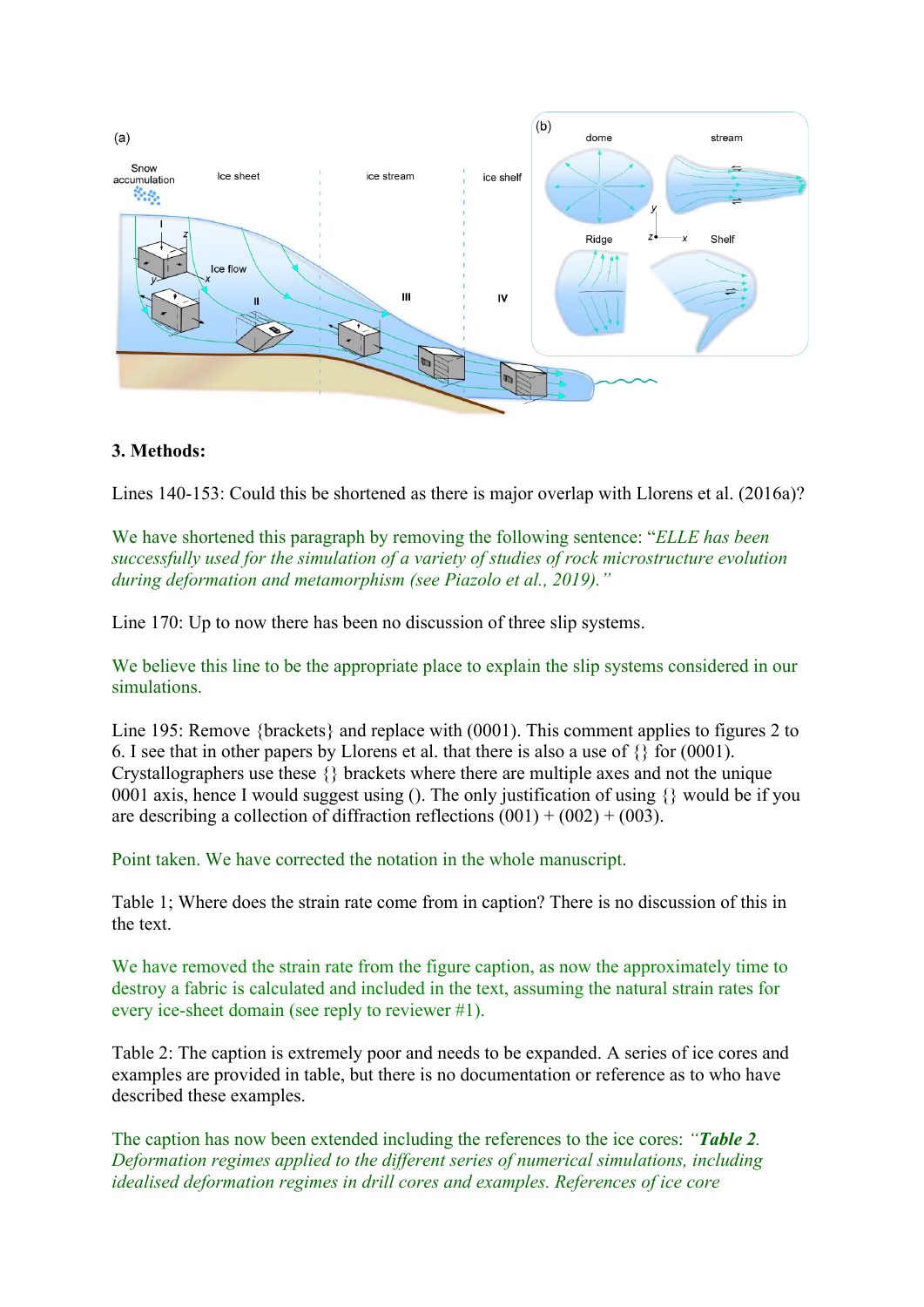### 3. Methods:

Lines 140-153: Could this be shortened as there is major overlap with Llorens et al. (2016a)?

We have shortened this paragraph by removing the following sentence: "*ELLE has been successfully used for the simulation of a variety of studies of rock microstructure evolution during deformation and metamorphism (see Piazolo et al., 2019).*"

Line 170: Up to now there has been no discussion of three slip systems.

We believe this line to be the appropriate place to explain the slip systems considered in our simulations.

Line 195: Remove {brackets} and replace with (0001). This comment applies to figures 2 to 6. I see that in other papers by Llorens et al. that there is also a use of {} for (0001). Crystallographers use these {} brackets where there are multiple axes and not the unique 0001 axis, hence I would suggest using (). The only justification of using {} would be if you are describing a collection of diffraction reflections (001) + (002) + (003).

Point taken. We have corrected the notation in the whole manuscript.

Table 1; Where does the strain rate come from in caption? There is no discussion of this in the text.

We have removed the strain rate from the figure caption, as now the approximately time to destroy a fabric is calculated and included in the text, assuming the natural strain rates for every ice-sheet domain (see reply to reviewer #1).

Table 2: The caption is extremely poor and needs to be expanded. A series of ice cores and examples are provided in table, but there is no documentation or reference as to who have described these examples.

The caption has now been extended including the references to the ice cores: *"**Table 2**. Deformation regimes applied to the different series of numerical simulations, including idealised deformation regimes in drill cores and examples. References of ice core*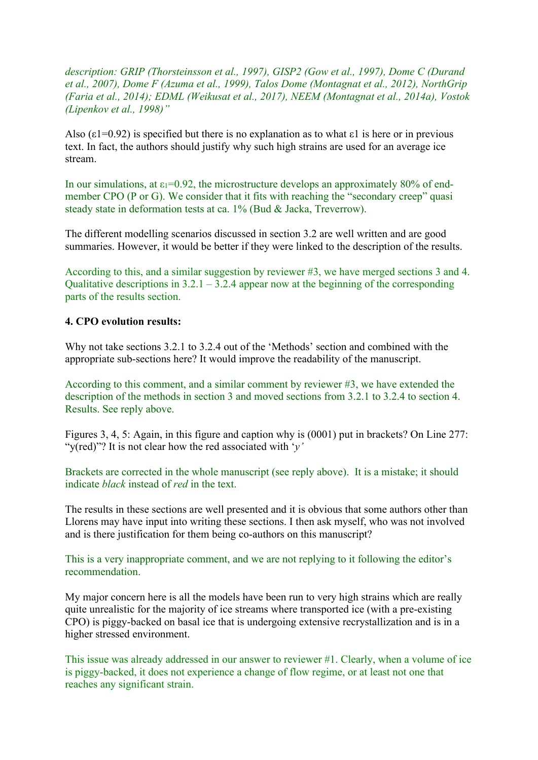*description: GRIP (Thorsteinsson et al., 1997), GISP2 (Gow et al., 1997), Dome C (Durand et al., 2007), Dome F (Azuma et al., 1999), Talos Dome (Montagnat et al., 2012), NorthGrip (Faria et al., 2014); EDML (Weikusat et al., 2017), NEEM (Montagnat et al., 2014a), Vostok (Lipenkov et al., 1998)"*

Also ($\varepsilon 1$=0.92) is specified but there is no explanation as to what $\varepsilon 1$ is here or in previous text. In fact, the authors should justify why such high strains are used for an average ice stream.

In our simulations, at $\varepsilon_1$=0.92, the microstructure develops an approximately 80% of end-member CPO (P or G). We consider that it fits with reaching the "secondary creep" quasi steady state in deformation tests at ca. 1% (Bud & Jacka, Treverrow).

The different modelling scenarios discussed in section 3.2 are well written and are good summaries. However, it would be better if they were linked to the description of the results.

According to this, and a similar suggestion by reviewer #3, we have merged sections 3 and 4. Qualitative descriptions in 3.2.1 – 3.2.4 appear now at the beginning of the corresponding parts of the results section.

**4. CPO evolution results:**

Why not take sections 3.2.1 to 3.2.4 out of the 'Methods' section and combined with the appropriate sub-sections here? It would improve the readability of the manuscript.

According to this comment, and a similar comment by reviewer #3, we have extended the description of the methods in section 3 and moved sections from 3.2.1 to 3.2.4 to section 4. Results. See reply above.

Figures 3, 4, 5: Again, in this figure and caption why is (0001) put in brackets? On Line 277: "y(red)"? It is not clear how the red associated with '*y'*

Brackets are corrected in the whole manuscript (see reply above). It is a mistake; it should indicate *black* instead of *red* in the text.

The results in these sections are well presented and it is obvious that some authors other than Llorens may have input into writing these sections. I then ask myself, who was not involved and is there justification for them being co-authors on this manuscript?

This is a very inappropriate comment, and we are not replying to it following the editor's recommendation.

My major concern here is all the models have been run to very high strains which are really quite unrealistic for the majority of ice streams where transported ice (with a pre-existing CPO) is piggy-backed on basal ice that is undergoing extensive recrystallization and is in a higher stressed environment.

This issue was already addressed in our answer to reviewer #1. Clearly, when a volume of ice is piggy-backed, it does not experience a change of flow regime, or at least not one that reaches any significant strain.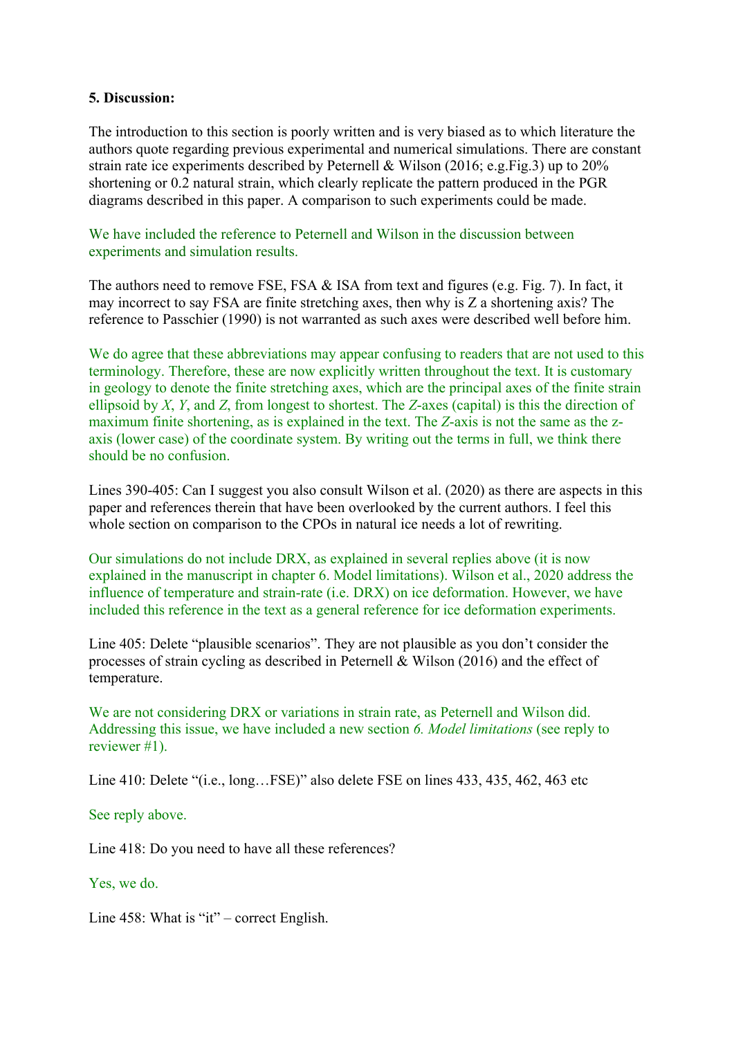**5. Discussion:**

The introduction to this section is poorly written and is very biased as to which literature the authors quote regarding previous experimental and numerical simulations. There are constant strain rate ice experiments described by Peternell & Wilson (2016; e.g.Fig.3) up to 20% shortening or 0.2 natural strain, which clearly replicate the pattern produced in the PGR diagrams described in this paper. A comparison to such experiments could be made.

We have included the reference to Peternell and Wilson in the discussion between experiments and simulation results.

The authors need to remove FSE, FSA & ISA from text and figures (e.g. Fig. 7). In fact, it may incorrect to say FSA are finite stretching axes, then why is Z a shortening axis? The reference to Passchier (1990) is not warranted as such axes were described well before him.

We do agree that these abbreviations may appear confusing to readers that are not used to this terminology. Therefore, these are now explicitly written throughout the text. It is customary in geology to denote the finite stretching axes, which are the principal axes of the finite strain ellipsoid by *X*, *Y*, and *Z*, from longest to shortest. The *Z*-axes (capital) is this the direction of maximum finite shortening, as is explained in the text. The *Z*-axis is not the same as the z-axis (lower case) of the coordinate system. By writing out the terms in full, we think there should be no confusion.

Lines 390-405: Can I suggest you also consult Wilson et al. (2020) as there are aspects in this paper and references therein that have been overlooked by the current authors. I feel this whole section on comparison to the CPOs in natural ice needs a lot of rewriting.

Our simulations do not include DRX, as explained in several replies above (it is now explained in the manuscript in chapter 6. Model limitations). Wilson et al., 2020 address the influence of temperature and strain-rate (i.e. DRX) on ice deformation. However, we have included this reference in the text as a general reference for ice deformation experiments.

Line 405: Delete "plausible scenarios". They are not plausible as you don't consider the processes of strain cycling as described in Peternell & Wilson (2016) and the effect of temperature.

We are not considering DRX or variations in strain rate, as Peternell and Wilson did. Addressing this issue, we have included a new section *6. Model limitations* (see reply to reviewer #1).

Line 410: Delete "(i.e., long…FSE)" also delete FSE on lines 433, 435, 462, 463 etc

See reply above.

Line 418: Do you need to have all these references?

Yes, we do.

Line 458: What is "it" – correct English.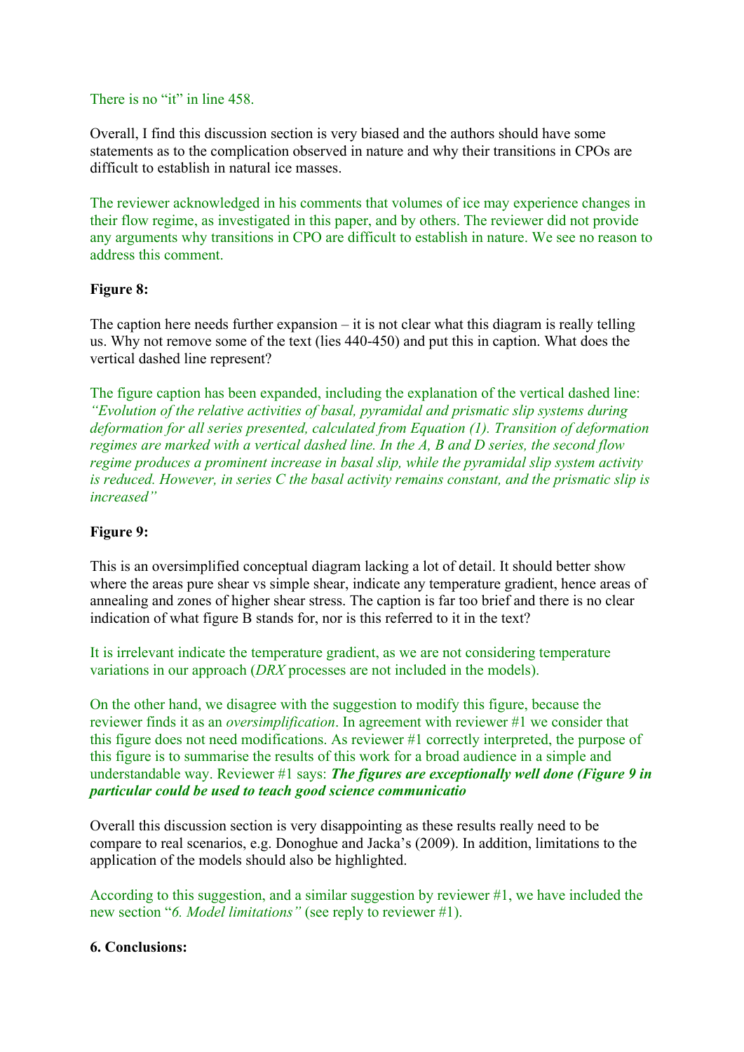There is no "it" in line 458.

Overall, I find this discussion section is very biased and the authors should have some statements as to the complication observed in nature and why their transitions in CPOs are difficult to establish in natural ice masses.

The reviewer acknowledged in his comments that volumes of ice may experience changes in their flow regime, as investigated in this paper, and by others. The reviewer did not provide any arguments why transitions in CPO are difficult to establish in nature. We see no reason to address this comment.

**Figure 8:**

The caption here needs further expansion – it is not clear what this diagram is really telling us. Why not remove some of the text (lies 440-450) and put this in caption. What does the vertical dashed line represent?

The figure caption has been expanded, including the explanation of the vertical dashed line: *"Evolution of the relative activities of basal, pyramidal and prismatic slip systems during deformation for all series presented, calculated from Equation (1). Transition of deformation regimes are marked with a vertical dashed line. In the A, B and D series, the second flow regime produces a prominent increase in basal slip, while the pyramidal slip system activity is reduced. However, in series C the basal activity remains constant, and the prismatic slip is increased"*

**Figure 9:**

This is an oversimplified conceptual diagram lacking a lot of detail. It should better show where the areas pure shear vs simple shear, indicate any temperature gradient, hence areas of annealing and zones of higher shear stress. The caption is far too brief and there is no clear indication of what figure B stands for, nor is this referred to it in the text?

It is irrelevant indicate the temperature gradient, as we are not considering temperature variations in our approach (*DRX* processes are not included in the models).

On the other hand, we disagree with the suggestion to modify this figure, because the reviewer finds it as an *oversimplification*. In agreement with reviewer #1 we consider that this figure does not need modifications. As reviewer #1 correctly interpreted, the purpose of this figure is to summarise the results of this work for a broad audience in a simple and understandable way. Reviewer #1 says: ***The figures are exceptionally well done (Figure 9 in particular could be used to teach good science communicatio***

Overall this discussion section is very disappointing as these results really need to be compare to real scenarios, e.g. Donoghue and Jacka's (2009). In addition, limitations to the application of the models should also be highlighted.

According to this suggestion, and a similar suggestion by reviewer #1, we have included the new section "*6. Model limitations"* (see reply to reviewer #1).

**6. Conclusions:**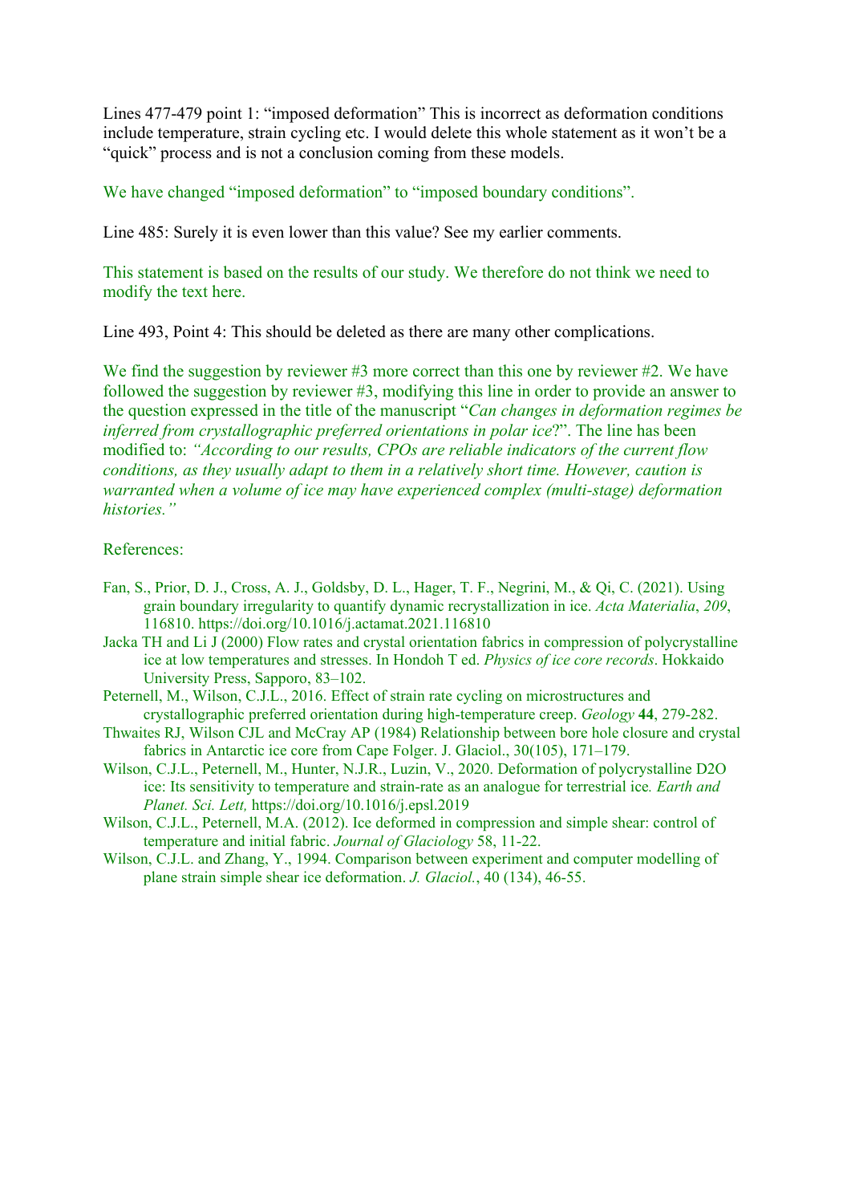Lines 477-479 point 1: "imposed deformation" This is incorrect as deformation conditions include temperature, strain cycling etc. I would delete this whole statement as it won't be a "quick" process and is not a conclusion coming from these models.

We have changed "imposed deformation" to "imposed boundary conditions".

Line 485: Surely it is even lower than this value? See my earlier comments.

This statement is based on the results of our study. We therefore do not think we need to modify the text here.

Line 493, Point 4: This should be deleted as there are many other complications.

We find the suggestion by reviewer #3 more correct than this one by reviewer #2. We have followed the suggestion by reviewer #3, modifying this line in order to provide an answer to the question expressed in the title of the manuscript "*Can changes in deformation regimes be inferred from crystallographic preferred orientations in polar ice*?". The line has been modified to: *"According to our results, CPOs are reliable indicators of the current flow conditions, as they usually adapt to them in a relatively short time. However, caution is warranted when a volume of ice may have experienced complex (multi-stage) deformation histories."*

References:

Fan, S., Prior, D. J., Cross, A. J., Goldsby, D. L., Hager, T. F., Negrini, M., & Qi, C. (2021). Using grain boundary irregularity to quantify dynamic recrystallization in ice. *Acta Materialia*, *209*, 116810. https://doi.org/10.1016/j.actamat.2021.116810

Jacka TH and Li J (2000) Flow rates and crystal orientation fabrics in compression of polycrystalline ice at low temperatures and stresses. In Hondoh T ed. *Physics of ice core records*. Hokkaido University Press, Sapporo, 83–102.

Peternell, M., Wilson, C.J.L., 2016. Effect of strain rate cycling on microstructures and crystallographic preferred orientation during high-temperature creep. *Geology* **44**, 279-282.

Thwaites RJ, Wilson CJL and McCray AP (1984) Relationship between bore hole closure and crystal fabrics in Antarctic ice core from Cape Folger. J. Glaciol., 30(105), 171–179.

Wilson, C.J.L., Peternell, M., Hunter, N.J.R., Luzin, V., 2020. Deformation of polycrystalline D2O ice: Its sensitivity to temperature and strain-rate as an analogue for terrestrial ice. *Earth and Planet. Sci. Lett,* https://doi.org/10.1016/j.epsl.2019

Wilson, C.J.L., Peternell, M.A. (2012). Ice deformed in compression and simple shear: control of temperature and initial fabric. *Journal of Glaciology* 58, 11-22.

Wilson, C.J.L. and Zhang, Y., 1994. Comparison between experiment and computer modelling of plane strain simple shear ice deformation. *J. Glaciol.*, 40 (134), 46-55.